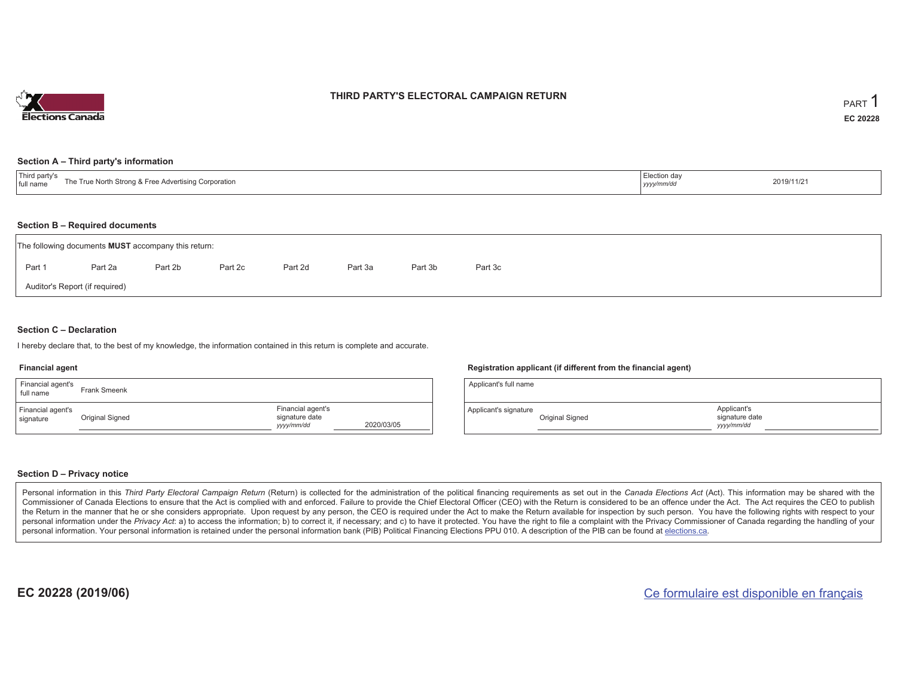# THIRD PARTY'S ELECTORAL CAMPAIGN RETURN

PART 1

**EC 20228**

## Section A – Third party's information

| Third party's full name | The True North Strong & Free Advertising Corporation | Election day *yyyy/mm/dd* | 2019/11/21 |
|---|---|---|---|

## Section B – Required documents

The following documents **MUST** accompany this return:

Part 1 Part 2a Part 2b Part 2c Part 2d Part 3a Part 3b Part 3c

Auditor's Report (if required)

## Section C – Declaration

I hereby declare that, to the best of my knowledge, the information contained in this return is complete and accurate.

### Financial agent

| Financial agent's full name | Frank Smeenk | | |
|---|---|---|---|
| Financial agent's signature | Original Signed | Financial agent's signature date *yyyy/mm/dd* | 2020/03/05 |

### Registration applicant (if different from the financial agent)

| Applicant's full name | | | |
|---|---|---|---|
| Applicant's signature | Original Signed | Applicant's signature date *yyyy/mm/dd* | |

## Section D – Privacy notice

Personal information in this *Third Party Electoral Campaign Return* (Return) is collected for the administration of the political financing requirements as set out in the *Canada Elections Act* (Act). This information may be shared with the Commissioner of Canada Elections to ensure that the Act is complied with and enforced. Failure to provide the Chief Electoral Officer (CEO) with the Return is considered to be an offence under the Act. The Act requires the CEO to publish the Return in the manner that he or she considers appropriate. Upon request by any person, the CEO is required under the Act to make the Return available for inspection by such person. You have the following rights with respect to your personal information under the *Privacy Act*: a) to access the information; b) to correct it, if necessary; and c) to have it protected. You have the right to file a complaint with the Privacy Commissioner of Canada regarding the handling of your personal information. Your personal information is retained under the personal information bank (PIB) Political Financing Elections PPU 010. A description of the PIB can be found at elections.ca.

**EC 20228 (2019/06)**

Ce formulaire est disponible en français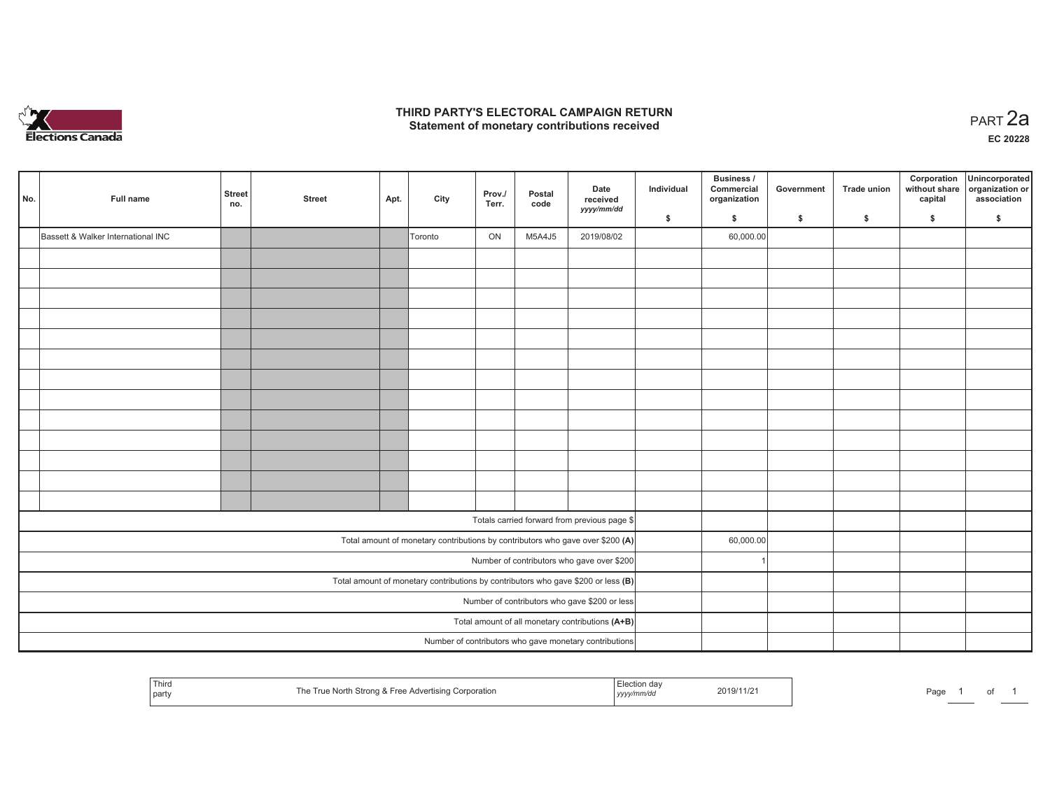# THIRD PARTY'S ELECTORAL CAMPAIGN RETURN
## Statement of monetary contributions received

PART 2a

EC 20228

| No. | Full name | Street no. | Street | Apt. | City | Prov./ Terr. | Postal code | Date received *yyyy/mm/dd* | Individual $ | Business / Commercial organization $ | Government $ | Trade union $ | Corporation without share capital $ | Unincorporated organization or association $ |
|---|---|---|---|---|---|---|---|---|---|---|---|---|---|---|
| | Bassett & Walker International INC | | | | Toronto | ON | M5A4J5 | 2019/08/02 | | 60,000.00 | | | | |
| | | | | | | | | | | | | | | |
| | | | | | | | | | | | | | | |
| | | | | | | | | | | | | | | |
| | | | | | | | | | | | | | | |
| | | | | | | | | | | | | | | |
| | | | | | | | | | | | | | | |
| | | | | | | | | | | | | | | |
| | | | | | | | | | | | | | | |
| | | | | | | | | | | | | | | |
| | | | | | | | | | | | | | | |
| | | | | | | | | | | | | | | |
| | | | | | | | | | | | | | | |
| | | | | | | | | | | | | | | |
| Totals carried forward from previous page $ | | | | | | | | | | | | | | |
| Total amount of monetary contributions by contributors who gave over $200 **(A)** | | | | | | | | | | 60,000.00 | | | | |
| Number of contributors who gave over $200 | | | | | | | | | | 1 | | | | |
| Total amount of monetary contributions by contributors who gave $200 or less **(B)** | | | | | | | | | | | | | | |
| Number of contributors who gave $200 or less | | | | | | | | | | | | | | |
| Total amount of all monetary contributions **(A+B)** | | | | | | | | | | | | | | |
| Number of contributors who gave monetary contributions | | | | | | | | | | | | | | |

| Third party | The True North Strong & Free Advertising Corporation | Election day *yyyy/mm/dd* | 2019/11/21 |
|---|---|---|---|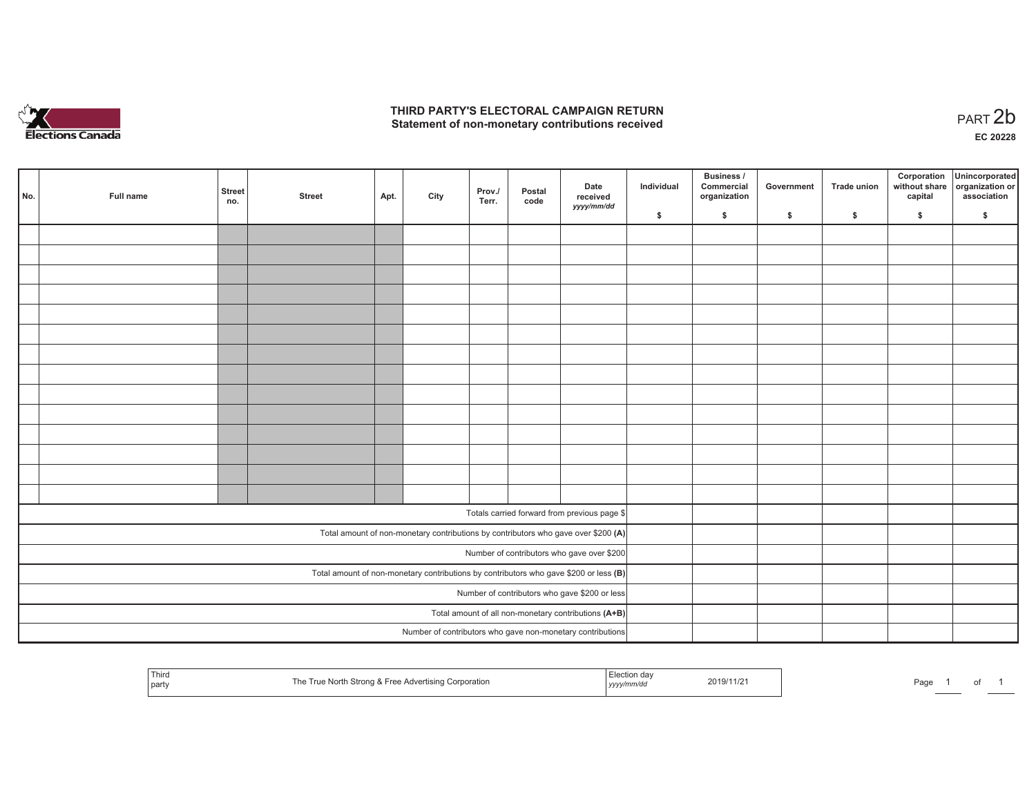# THIRD PARTY'S ELECTORAL CAMPAIGN RETURN
## Statement of non-monetary contributions received

PART 2b

EC 20228

| No. | Full name | Street no. | Street | Apt. | City | Prov./ Terr. | Postal code | Date received yyyy/mm/dd | Individual $ | Business / Commercial organization $ | Government $ | Trade union $ | Corporation without share capital $ | Unincorporated organization or association $ |
|---|---|---|---|---|---|---|---|---|---|---|---|---|---|---|
| | | | | | | | | | | | | | | |
| | | | | | | | | | | | | | | |
| | | | | | | | | | | | | | | |
| | | | | | | | | | | | | | | |
| | | | | | | | | | | | | | | |
| | | | | | | | | | | | | | | |
| | | | | | | | | | | | | | | |
| | | | | | | | | | | | | | | |
| | | | | | | | | | | | | | | |
| | | | | | | | | | | | | | | |
| | | | | | | | | | | | | | | |
| | | | | | | | | | | | | | | |
| | | | | | | | | | | | | | | |
| | | | | | | | | | | | | | | |
| Totals carried forward from previous page $ | | | | | | | | | | | | | | |
| Total amount of non-monetary contributions by contributors who gave over $200 **(A)** | | | | | | | | | | | | | | |
| Number of contributors who gave over $200 | | | | | | | | | | | | | | |
| Total amount of non-monetary contributions by contributors who gave $200 or less **(B)** | | | | | | | | | | | | | | |
| Number of contributors who gave $200 or less | | | | | | | | | | | | | | |
| Total amount of all non-monetary contributions **(A+B)** | | | | | | | | | | | | | | |
| Number of contributors who gave non-monetary contributions | | | | | | | | | | | | | | |

| Third party | The True North Strong & Free Advertising Corporation | Election day yyyy/mm/dd | 2019/11/21 |
|---|---|---|---|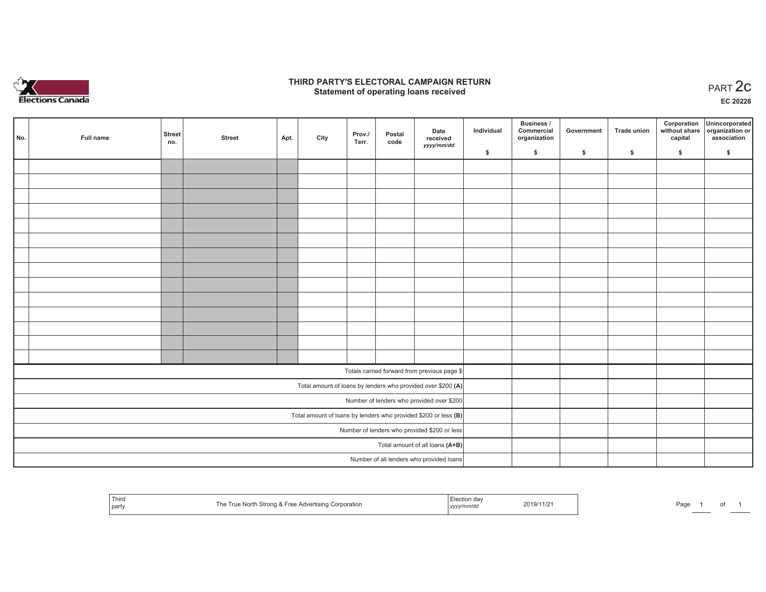Elections Canada

# THIRD PARTY'S ELECTORAL CAMPAIGN RETURN
## Statement of operating loans received

PART 2c

EC 20228

| No. | Full name | Street no. | Street | Apt. | City | Prov./ Terr. | Postal code | Date received *yyyy/mm/dd* | Individual $ | Business / Commercial organization $ | Government $ | Trade union $ | Corporation without share capital $ | Unincorporated organization or association $ |
|---|---|---|---|---|---|---|---|---|---|---|---|---|---|---|
| | | | | | | | | | | | | | | |
| | | | | | | | | | | | | | | |
| | | | | | | | | | | | | | | |
| | | | | | | | | | | | | | | |
| | | | | | | | | | | | | | | |
| | | | | | | | | | | | | | | |
| | | | | | | | | | | | | | | |
| | | | | | | | | | | | | | | |
| | | | | | | | | | | | | | | |
| | | | | | | | | | | | | | | |
| | | | | | | | | | | | | | | |
| | | | | | | | | | | | | | | |
| | | | | | | | | | | | | | | |
| | | | | | | | | | | | | | | |
| Totals carried forward from previous page $ | | | | | | | | | | | | | | |
| Total amount of loans by lenders who provided over $200 **(A)** | | | | | | | | | | | | | | |
| Number of lenders who provided over $200 | | | | | | | | | | | | | | |
| Total amount of loans by lenders who provided $200 or less **(B)** | | | | | | | | | | | | | | |
| Number of lenders who provided $200 or less | | | | | | | | | | | | | | |
| Total amount of all loans **(A+B)** | | | | | | | | | | | | | | |
| Number of all lenders who provided loans | | | | | | | | | | | | | | |

| Third party | The True North Strong & Free Advertising Corporation | Election day *yyyy/mm/dd* | 2019/11/21 |
|---|---|---|---|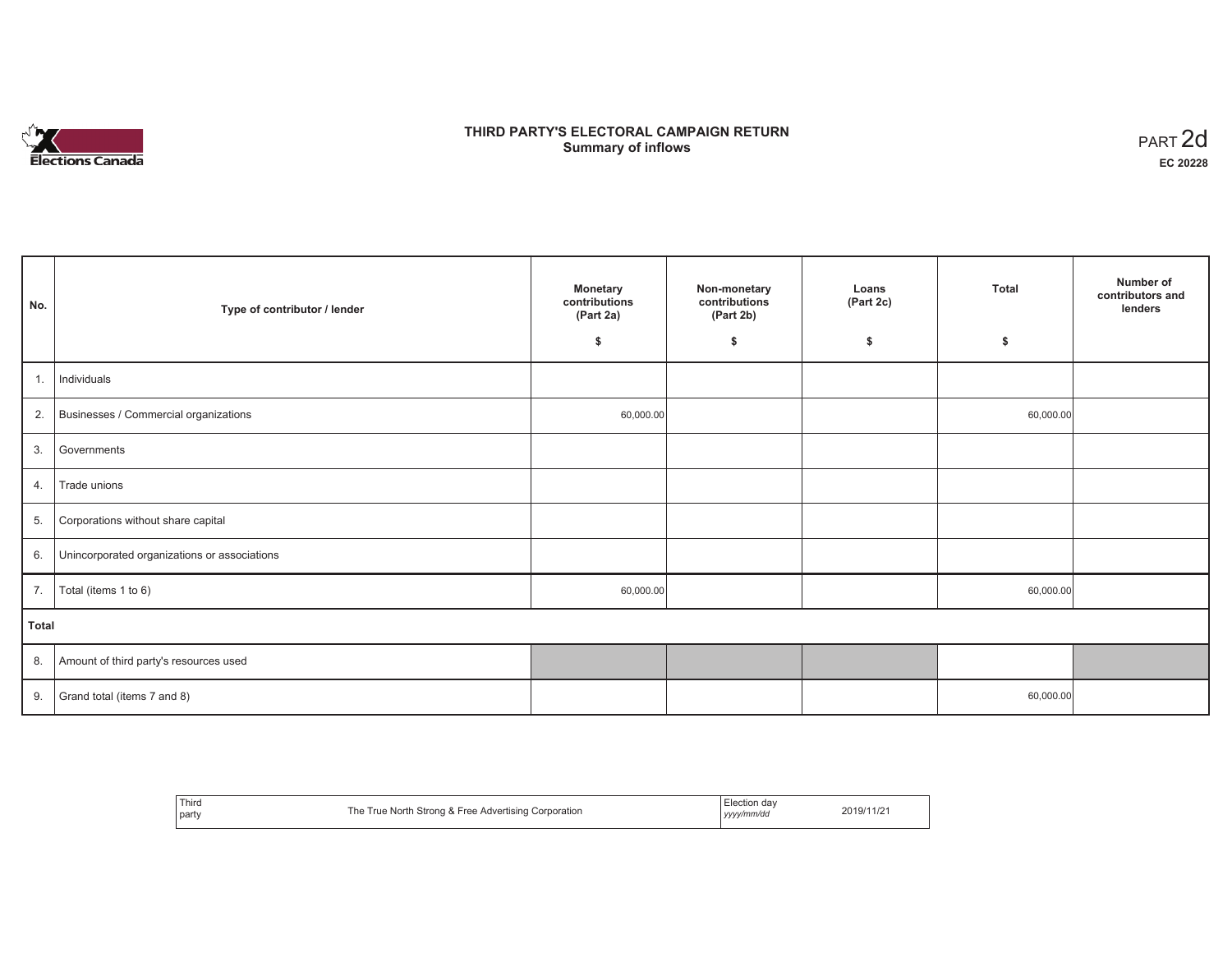# THIRD PARTY'S ELECTORAL CAMPAIGN RETURN
## Summary of inflows

PART 2d
**EC 20228**

| No. | Type of contributor / lender | Monetary contributions (Part 2a) $ | Non-monetary contributions (Part 2b) $ | Loans (Part 2c) $ | Total $ | Number of contributors and lenders |
|---|---|---|---|---|---|---|
| 1. | Individuals | | | | | |
| 2. | Businesses / Commercial organizations | 60,000.00 | | | 60,000.00 | |
| 3. | Governments | | | | | |
| 4. | Trade unions | | | | | |
| 5. | Corporations without share capital | | | | | |
| 6. | Unincorporated organizations or associations | | | | | |
| 7. | Total (items 1 to 6) | 60,000.00 | | | 60,000.00 | |
| **Total** | | | | | | |
| 8. | Amount of third party's resources used | | | | | |
| 9. | Grand total (items 7 and 8) | | | | 60,000.00 | |

| Third party | The True North Strong & Free Advertising Corporation | Election day *yyyy/mm/dd* | 2019/11/21 |
|---|---|---|---|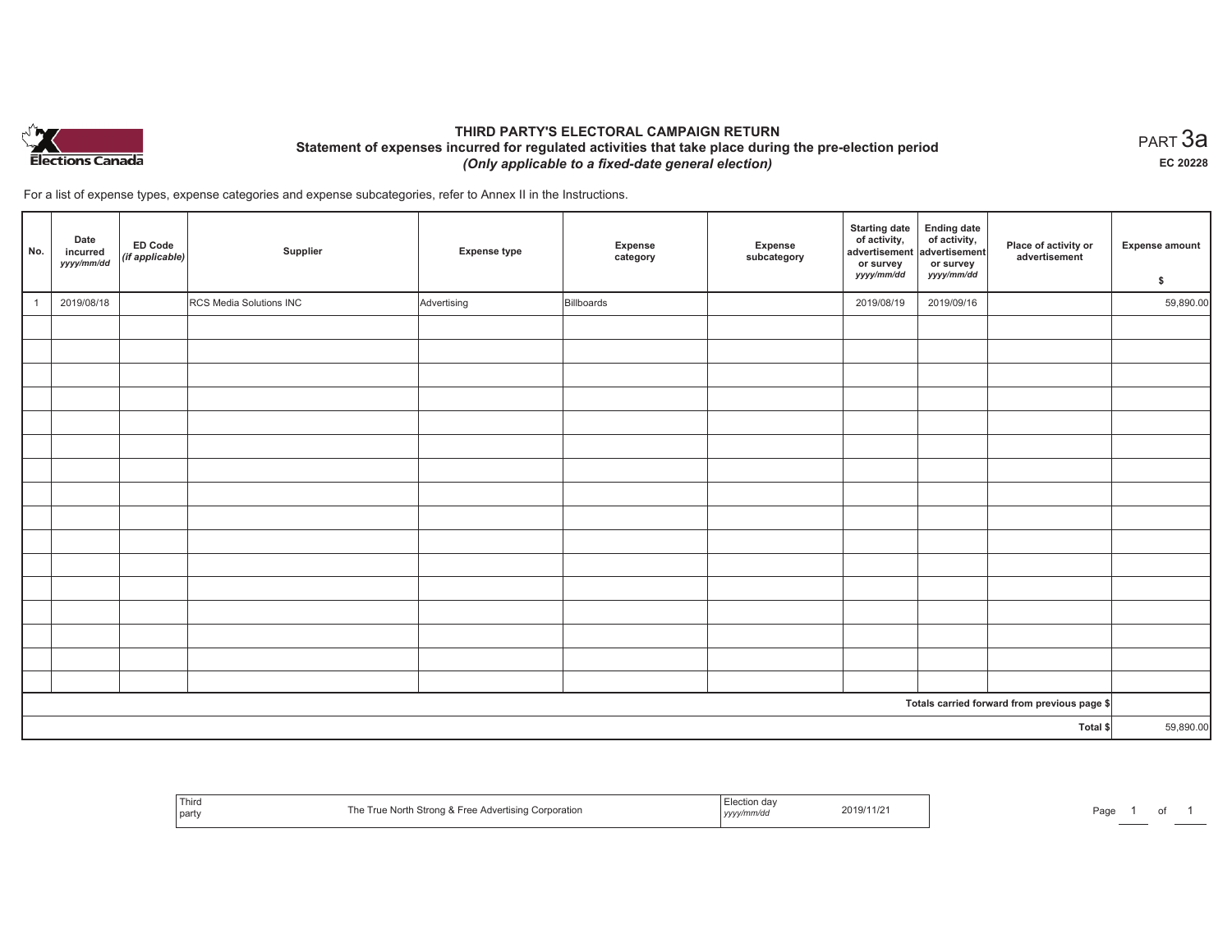# THIRD PARTY'S ELECTORAL CAMPAIGN RETURN

## Statement of expenses incurred for regulated activities that take place during the pre-election period

*(Only applicable to a fixed-date general election)*

PART 3a

EC 20228

For a list of expense types, expense categories and expense subcategories, refer to Annex II in the Instructions.

| No. | Date incurred *yyyy/mm/dd* | ED Code *(if applicable)* | Supplier | Expense type | Expense category | Expense subcategory | Starting date of activity, advertisement or survey *yyyy/mm/dd* | Ending date of activity, advertisement or survey *yyyy/mm/dd* | Place of activity or advertisement | Expense amount $ |
|---|---|---|---|---|---|---|---|---|---|---|
| 1 | 2019/08/18 | | RCS Media Solutions INC | Advertising | Billboards | | 2019/08/19 | 2019/09/16 | | 59,890.00 |
| | | | | | | | | | | |
| | | | | | | | | | | |
| | | | | | | | | | | |
| | | | | | | | | | | |
| | | | | | | | | | | |
| | | | | | | | | | | |
| | | | | | | | | | | |
| | | | | | | | | | | |
| | | | | | | | | | | |
| | | | | | | | | | | |
| | | | | | | | | | | |
| | | | | | | | | | | |
| | | | | | | | | | | |
| | | | | | | | | | | |
| | | | | | | | | | | |
| | | | | | | | | | | |
| | | | | | | | | | Totals carried forward from previous page $ | |
| | | | | | | | | | Total $ | 59,890.00 |

| Third party | The True North Strong & Free Advertising Corporation | Election day *yyyy/mm/dd* | 2019/11/21 |
|---|---|---|---|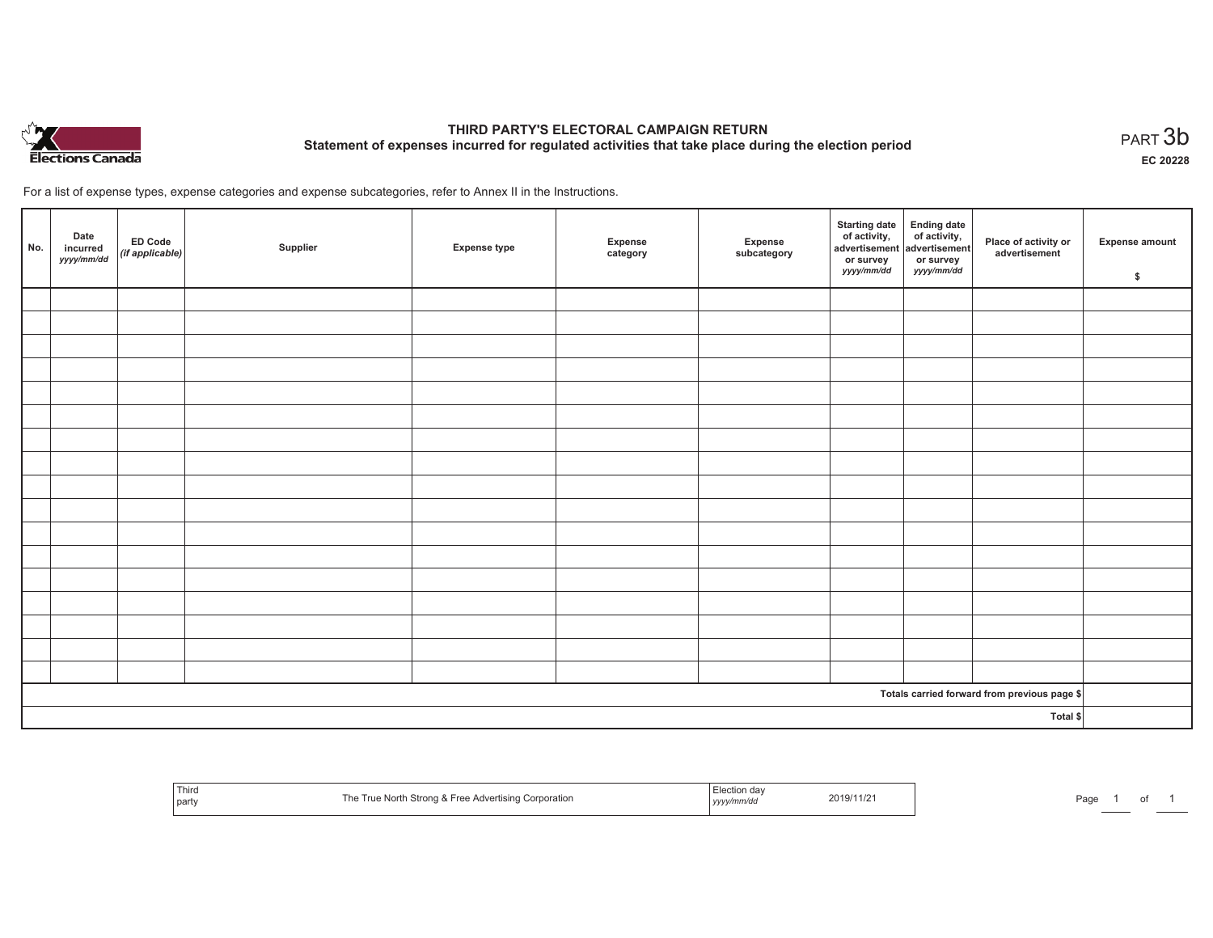# THIRD PARTY'S ELECTORAL CAMPAIGN RETURN

## Statement of expenses incurred for regulated activities that take place during the election period

PART 3b

EC 20228

For a list of expense types, expense categories and expense subcategories, refer to Annex II in the Instructions.

| No. | Date incurred *yyyy/mm/dd* | ED Code *(if applicable)* | Supplier | Expense type | Expense category | Expense subcategory | Starting date of activity, advertisement or survey *yyyy/mm/dd* | Ending date of activity, advertisement or survey *yyyy/mm/dd* | Place of activity or advertisement | Expense amount $ |
|---|---|---|---|---|---|---|---|---|---|---|
| | | | | | | | | | | |
| | | | | | | | | | | |
| | | | | | | | | | | |
| | | | | | | | | | | |
| | | | | | | | | | | |
| | | | | | | | | | | |
| | | | | | | | | | | |
| | | | | | | | | | | |
| | | | | | | | | | | |
| | | | | | | | | | | |
| | | | | | | | | | | |
| | | | | | | | | | | |
| | | | | | | | | | | |
| | | | | | | | | | | |
| | | | | | | | | | | |
| | | | | | | | | | | |
| | | | | | | | | | | |
| Totals carried forward from previous page $ | | | | | | | | | | |
| Total $ | | | | | | | | | | |

| Third party | The True North Strong & Free Advertising Corporation | Election day *yyyy/mm/dd* | 2019/11/21 |
|---|---|---|---|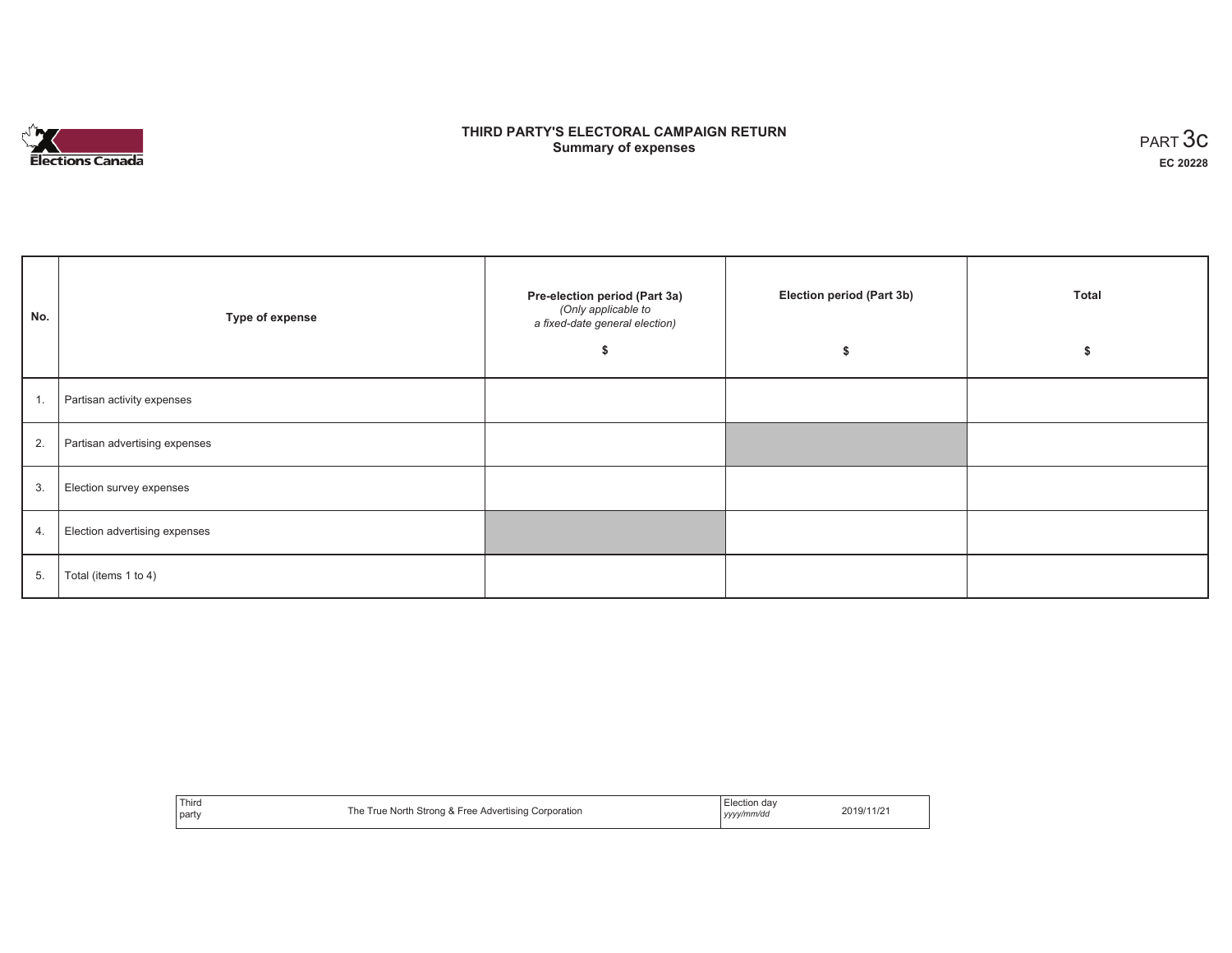Elections Canada

# THIRD PARTY'S ELECTORAL CAMPAIGN RETURN
## Summary of expenses

PART 3c
**EC 20228**

| No. | Type of expense | Pre-election period (Part 3a) *(Only applicable to a fixed-date general election)* $ | Election period (Part 3b) $ | Total $ |
|---|---|---|---|---|
| 1. | Partisan activity expenses | | | |
| 2. | Partisan advertising expenses | | | |
| 3. | Election survey expenses | | | |
| 4. | Election advertising expenses | | | |
| 5. | Total (items 1 to 4) | | | |

| Third party | The True North Strong & Free Advertising Corporation | Election day *yyyy/mm/dd* | 2019/11/21 |
|---|---|---|---|